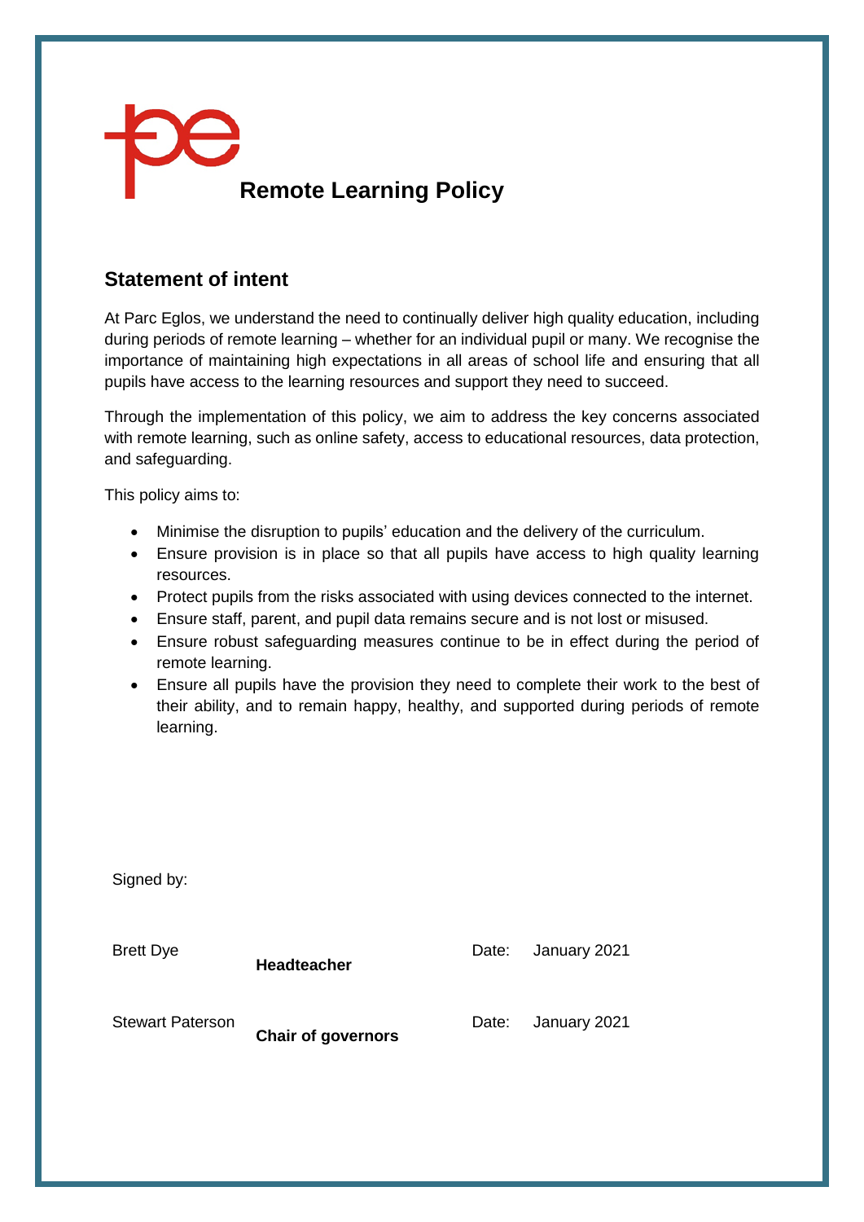# Remote Learning Policy

## Statement of intent

At Parc Eglos, we understand the need to continually deliver high quality education, including during periods of remote learning – whether for an individual pupil or many. We recognise the importance of maintaining high expectations in all areas of school life and ensuring that all pupils have access to the learning resources and support they need to succeed.

Through the implementation of this policy, we aim to address the key concerns associated with remote learning, such as online safety, access to educational resources, data protection, and safeguarding.

This policy aims to:

- Minimise the disruption to pupils' education and the delivery of the curriculum.
- Ensure provision is in place so that all pupils have access to high quality learning resources.
- Protect pupils from the risks associated with using devices connected to the internet.
- Ensure staff, parent, and pupil data remains secure and is not lost or misused.
- Ensure robust safeguarding measures continue to be in effect during the period of remote learning.
- Ensure all pupils have the provision they need to complete their work to the best of their ability, and to remain happy, healthy, and supported during periods of remote learning.

Signed by:

| | | | |
|---|---|---|---|
| Brett Dye | **Headteacher** | Date: | January 2021 |
| Stewart Paterson | **Chair of governors** | Date: | January 2021 |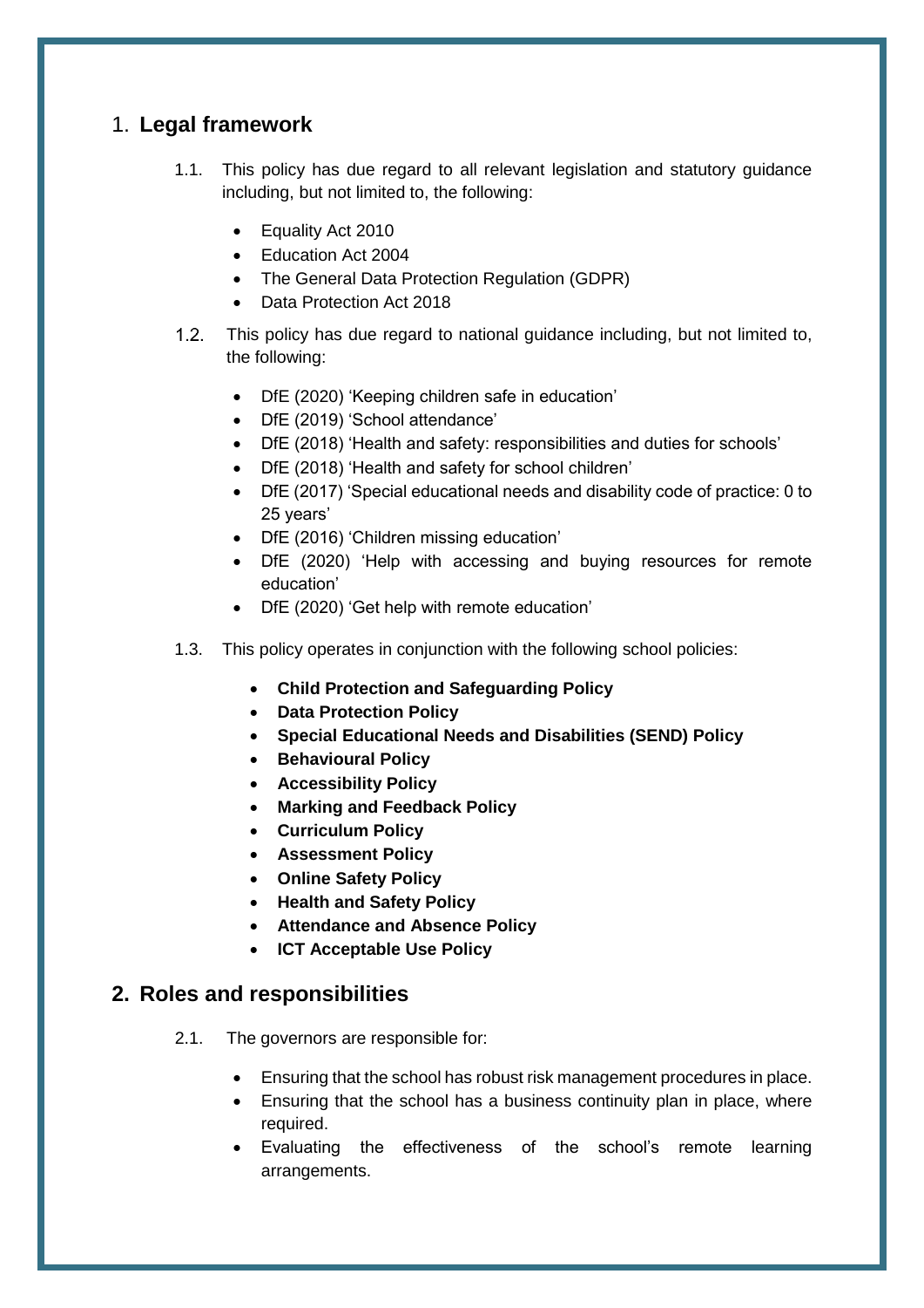## 1. Legal framework

1.1. This policy has due regard to all relevant legislation and statutory guidance including, but not limited to, the following:

- Equality Act 2010
- Education Act 2004
- The General Data Protection Regulation (GDPR)
- Data Protection Act 2018

1.2. This policy has due regard to national guidance including, but not limited to, the following:

- DfE (2020) 'Keeping children safe in education'
- DfE (2019) 'School attendance'
- DfE (2018) 'Health and safety: responsibilities and duties for schools'
- DfE (2018) 'Health and safety for school children'
- DfE (2017) 'Special educational needs and disability code of practice: 0 to 25 years'
- DfE (2016) 'Children missing education'
- DfE (2020) 'Help with accessing and buying resources for remote education'
- DfE (2020) 'Get help with remote education'

1.3. This policy operates in conjunction with the following school policies:

- **Child Protection and Safeguarding Policy**
- **Data Protection Policy**
- **Special Educational Needs and Disabilities (SEND) Policy**
- **Behavioural Policy**
- **Accessibility Policy**
- **Marking and Feedback Policy**
- **Curriculum Policy**
- **Assessment Policy**
- **Online Safety Policy**
- **Health and Safety Policy**
- **Attendance and Absence Policy**
- **ICT Acceptable Use Policy**

## 2. Roles and responsibilities

2.1. The governors are responsible for:

- Ensuring that the school has robust risk management procedures in place.
- Ensuring that the school has a business continuity plan in place, where required.
- Evaluating the effectiveness of the school's remote learning arrangements.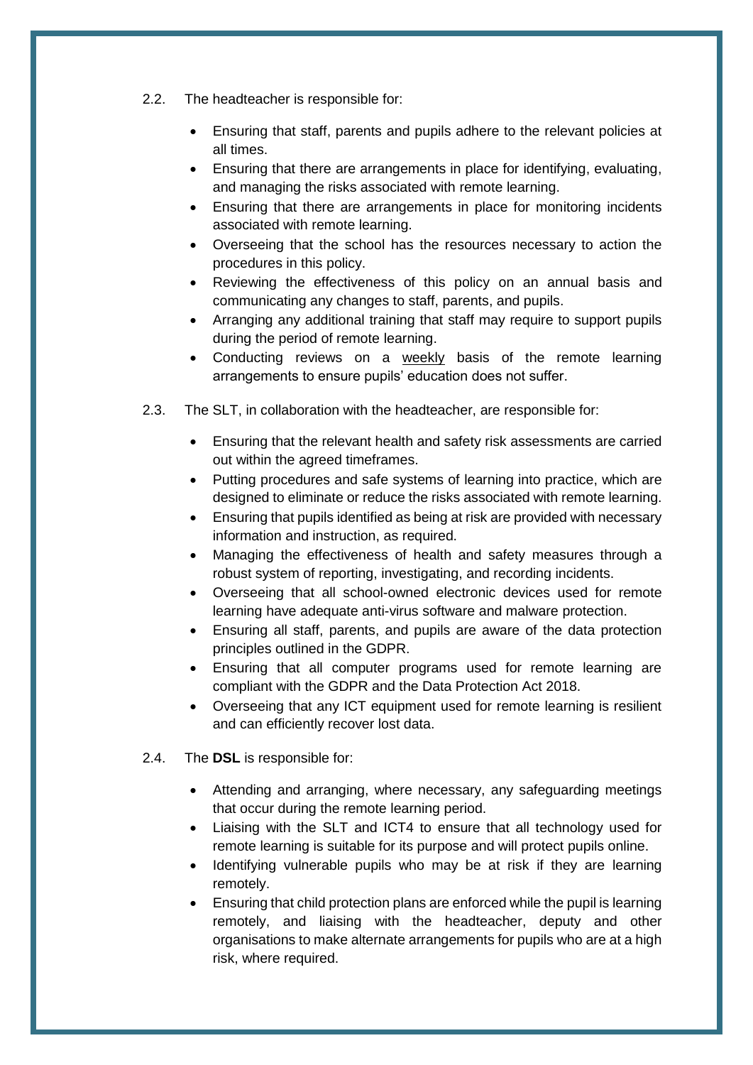2.2. The headteacher is responsible for:

- Ensuring that staff, parents and pupils adhere to the relevant policies at all times.
- Ensuring that there are arrangements in place for identifying, evaluating, and managing the risks associated with remote learning.
- Ensuring that there are arrangements in place for monitoring incidents associated with remote learning.
- Overseeing that the school has the resources necessary to action the procedures in this policy.
- Reviewing the effectiveness of this policy on an annual basis and communicating any changes to staff, parents, and pupils.
- Arranging any additional training that staff may require to support pupils during the period of remote learning.
- Conducting reviews on a <u>weekly</u> basis of the remote learning arrangements to ensure pupils' education does not suffer.

2.3. The SLT, in collaboration with the headteacher, are responsible for:

- Ensuring that the relevant health and safety risk assessments are carried out within the agreed timeframes.
- Putting procedures and safe systems of learning into practice, which are designed to eliminate or reduce the risks associated with remote learning.
- Ensuring that pupils identified as being at risk are provided with necessary information and instruction, as required.
- Managing the effectiveness of health and safety measures through a robust system of reporting, investigating, and recording incidents.
- Overseeing that all school-owned electronic devices used for remote learning have adequate anti-virus software and malware protection.
- Ensuring all staff, parents, and pupils are aware of the data protection principles outlined in the GDPR.
- Ensuring that all computer programs used for remote learning are compliant with the GDPR and the Data Protection Act 2018.
- Overseeing that any ICT equipment used for remote learning is resilient and can efficiently recover lost data.

2.4. The **DSL** is responsible for:

- Attending and arranging, where necessary, any safeguarding meetings that occur during the remote learning period.
- Liaising with the SLT and ICT4 to ensure that all technology used for remote learning is suitable for its purpose and will protect pupils online.
- Identifying vulnerable pupils who may be at risk if they are learning remotely.
- Ensuring that child protection plans are enforced while the pupil is learning remotely, and liaising with the headteacher, deputy and other organisations to make alternate arrangements for pupils who are at a high risk, where required.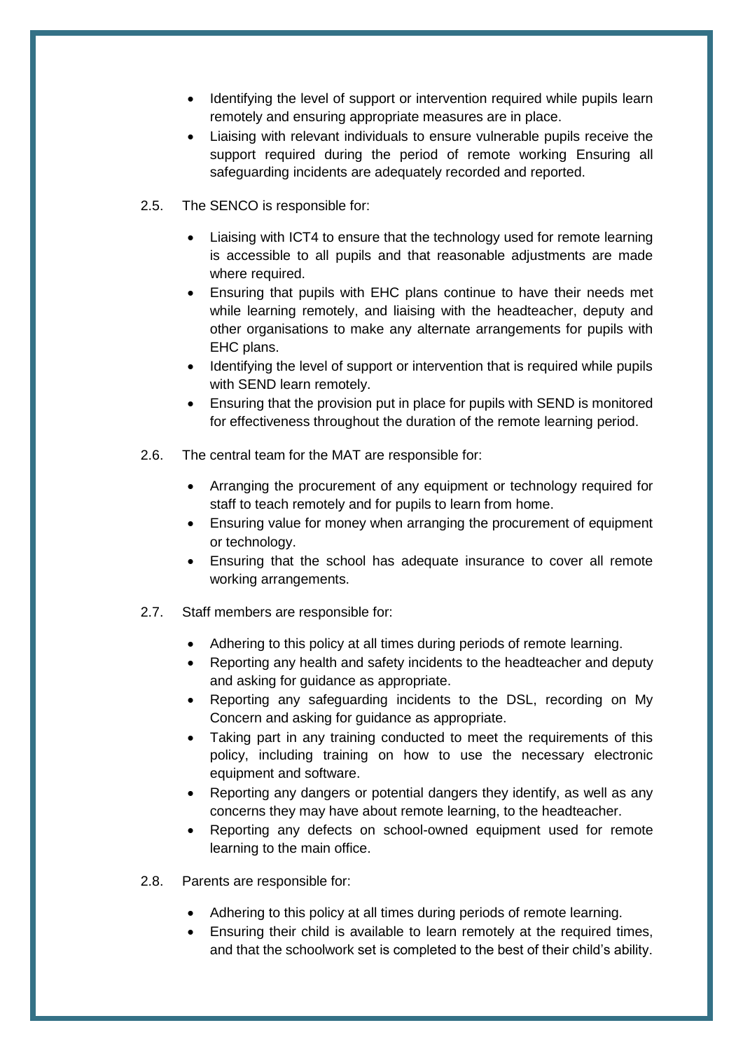- Identifying the level of support or intervention required while pupils learn remotely and ensuring appropriate measures are in place.
- Liaising with relevant individuals to ensure vulnerable pupils receive the support required during the period of remote working Ensuring all safeguarding incidents are adequately recorded and reported.

2.5. The SENCO is responsible for:

- Liaising with ICT4 to ensure that the technology used for remote learning is accessible to all pupils and that reasonable adjustments are made where required.
- Ensuring that pupils with EHC plans continue to have their needs met while learning remotely, and liaising with the headteacher, deputy and other organisations to make any alternate arrangements for pupils with EHC plans.
- Identifying the level of support or intervention that is required while pupils with SEND learn remotely.
- Ensuring that the provision put in place for pupils with SEND is monitored for effectiveness throughout the duration of the remote learning period.

2.6. The central team for the MAT are responsible for:

- Arranging the procurement of any equipment or technology required for staff to teach remotely and for pupils to learn from home.
- Ensuring value for money when arranging the procurement of equipment or technology.
- Ensuring that the school has adequate insurance to cover all remote working arrangements.

2.7. Staff members are responsible for:

- Adhering to this policy at all times during periods of remote learning.
- Reporting any health and safety incidents to the headteacher and deputy and asking for guidance as appropriate.
- Reporting any safeguarding incidents to the DSL, recording on My Concern and asking for guidance as appropriate.
- Taking part in any training conducted to meet the requirements of this policy, including training on how to use the necessary electronic equipment and software.
- Reporting any dangers or potential dangers they identify, as well as any concerns they may have about remote learning, to the headteacher.
- Reporting any defects on school-owned equipment used for remote learning to the main office.

2.8. Parents are responsible for:

- Adhering to this policy at all times during periods of remote learning.
- Ensuring their child is available to learn remotely at the required times, and that the schoolwork set is completed to the best of their child's ability.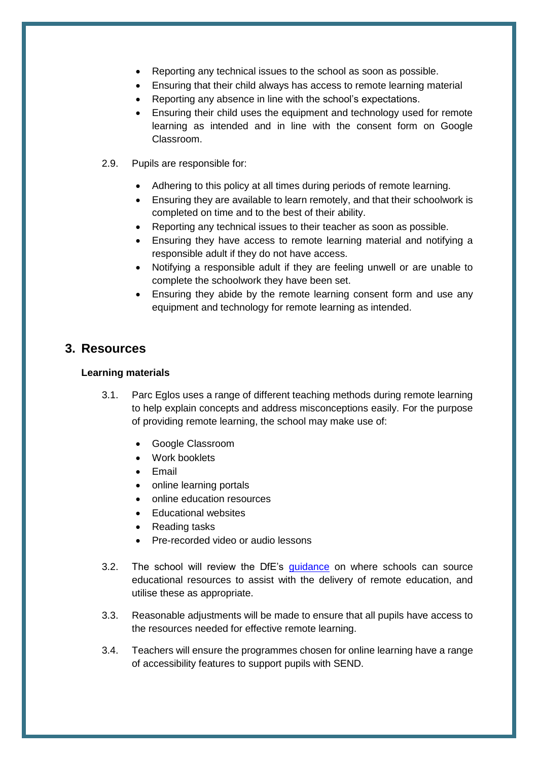- Reporting any technical issues to the school as soon as possible.
- Ensuring that their child always has access to remote learning material
- Reporting any absence in line with the school's expectations.
- Ensuring their child uses the equipment and technology used for remote learning as intended and in line with the consent form on Google Classroom.

2.9. Pupils are responsible for:

- Adhering to this policy at all times during periods of remote learning.
- Ensuring they are available to learn remotely, and that their schoolwork is completed on time and to the best of their ability.
- Reporting any technical issues to their teacher as soon as possible.
- Ensuring they have access to remote learning material and notifying a responsible adult if they do not have access.
- Notifying a responsible adult if they are feeling unwell or are unable to complete the schoolwork they have been set.
- Ensuring they abide by the remote learning consent form and use any equipment and technology for remote learning as intended.

## 3. Resources

### Learning materials

3.1. Parc Eglos uses a range of different teaching methods during remote learning to help explain concepts and address misconceptions easily. For the purpose of providing remote learning, the school may make use of:

- Google Classroom
- Work booklets
- Email
- online learning portals
- online education resources
- Educational websites
- Reading tasks
- Pre-recorded video or audio lessons

3.2. The school will review the DfE's guidance on where schools can source educational resources to assist with the delivery of remote education, and utilise these as appropriate.

3.3. Reasonable adjustments will be made to ensure that all pupils have access to the resources needed for effective remote learning.

3.4. Teachers will ensure the programmes chosen for online learning have a range of accessibility features to support pupils with SEND.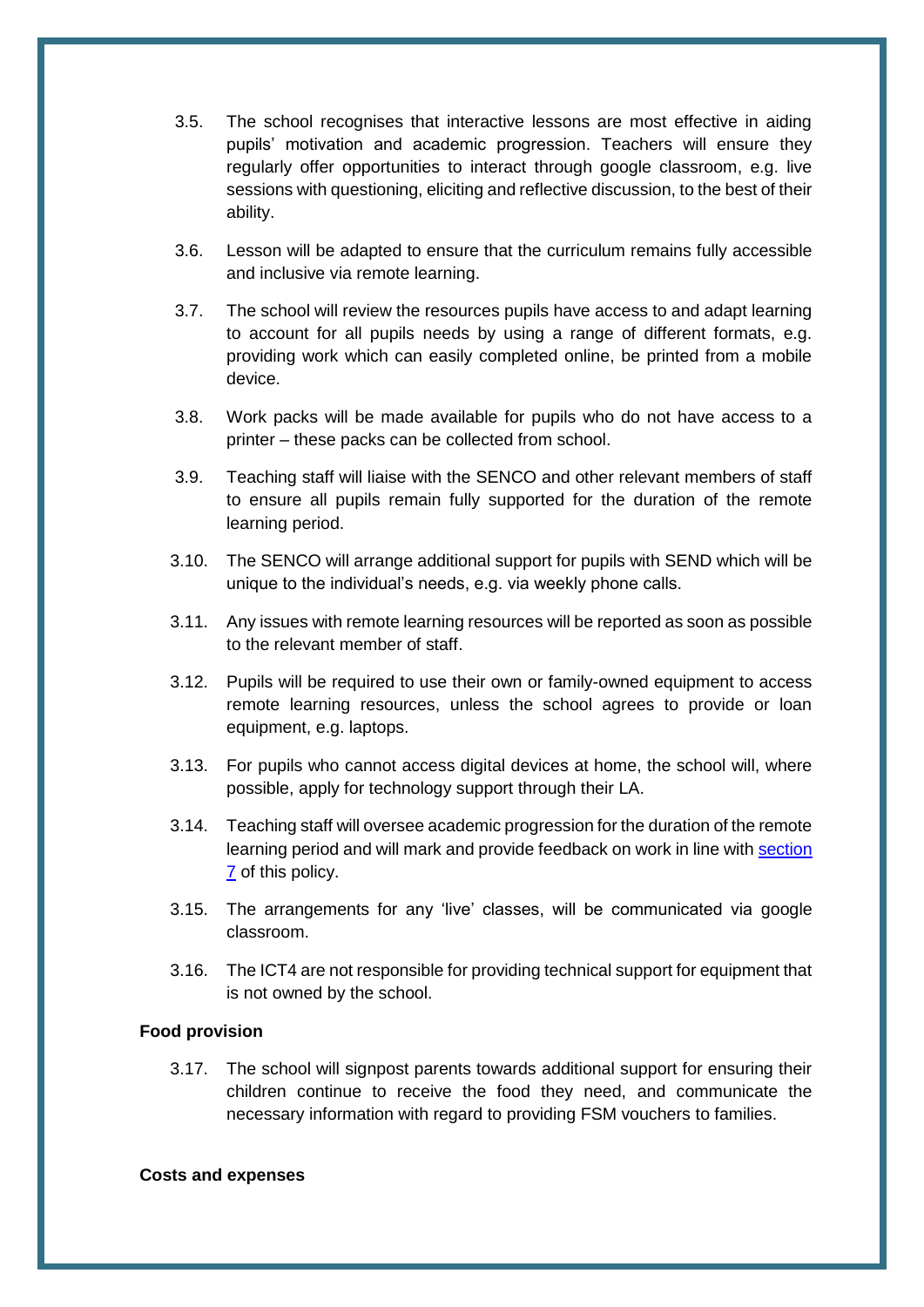3.5. The school recognises that interactive lessons are most effective in aiding pupils' motivation and academic progression. Teachers will ensure they regularly offer opportunities to interact through google classroom, e.g. live sessions with questioning, eliciting and reflective discussion, to the best of their ability.

3.6. Lesson will be adapted to ensure that the curriculum remains fully accessible and inclusive via remote learning.

3.7. The school will review the resources pupils have access to and adapt learning to account for all pupils needs by using a range of different formats, e.g. providing work which can easily completed online, be printed from a mobile device.

3.8. Work packs will be made available for pupils who do not have access to a printer – these packs can be collected from school.

3.9. Teaching staff will liaise with the SENCO and other relevant members of staff to ensure all pupils remain fully supported for the duration of the remote learning period.

3.10. The SENCO will arrange additional support for pupils with SEND which will be unique to the individual's needs, e.g. via weekly phone calls.

3.11. Any issues with remote learning resources will be reported as soon as possible to the relevant member of staff.

3.12. Pupils will be required to use their own or family-owned equipment to access remote learning resources, unless the school agrees to provide or loan equipment, e.g. laptops.

3.13. For pupils who cannot access digital devices at home, the school will, where possible, apply for technology support through their LA.

3.14. Teaching staff will oversee academic progression for the duration of the remote learning period and will mark and provide feedback on work in line with section 7 of this policy.

3.15. The arrangements for any 'live' classes, will be communicated via google classroom.

3.16. The ICT4 are not responsible for providing technical support for equipment that is not owned by the school.

**Food provision**

3.17. The school will signpost parents towards additional support for ensuring their children continue to receive the food they need, and communicate the necessary information with regard to providing FSM vouchers to families.

**Costs and expenses**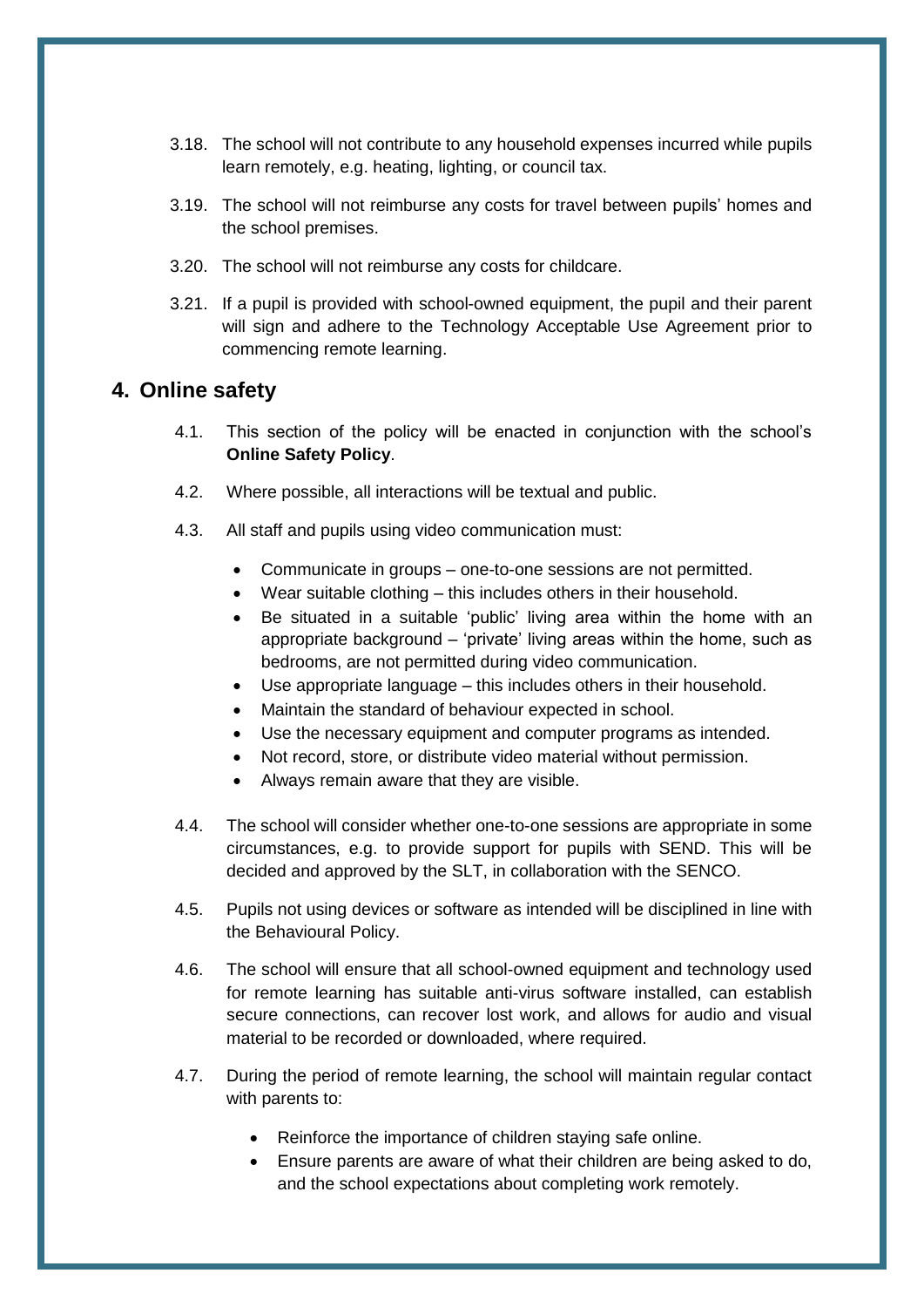3.18. The school will not contribute to any household expenses incurred while pupils learn remotely, e.g. heating, lighting, or council tax.

3.19. The school will not reimburse any costs for travel between pupils' homes and the school premises.

3.20. The school will not reimburse any costs for childcare.

3.21. If a pupil is provided with school-owned equipment, the pupil and their parent will sign and adhere to the Technology Acceptable Use Agreement prior to commencing remote learning.

## 4. Online safety

4.1. This section of the policy will be enacted in conjunction with the school's **Online Safety Policy**.

4.2. Where possible, all interactions will be textual and public.

4.3. All staff and pupils using video communication must:

- Communicate in groups – one-to-one sessions are not permitted.
- Wear suitable clothing – this includes others in their household.
- Be situated in a suitable 'public' living area within the home with an appropriate background – 'private' living areas within the home, such as bedrooms, are not permitted during video communication.
- Use appropriate language – this includes others in their household.
- Maintain the standard of behaviour expected in school.
- Use the necessary equipment and computer programs as intended.
- Not record, store, or distribute video material without permission.
- Always remain aware that they are visible.

4.4. The school will consider whether one-to-one sessions are appropriate in some circumstances, e.g. to provide support for pupils with SEND. This will be decided and approved by the SLT, in collaboration with the SENCO.

4.5. Pupils not using devices or software as intended will be disciplined in line with the Behavioural Policy.

4.6. The school will ensure that all school-owned equipment and technology used for remote learning has suitable anti-virus software installed, can establish secure connections, can recover lost work, and allows for audio and visual material to be recorded or downloaded, where required.

4.7. During the period of remote learning, the school will maintain regular contact with parents to:

- Reinforce the importance of children staying safe online.
- Ensure parents are aware of what their children are being asked to do, and the school expectations about completing work remotely.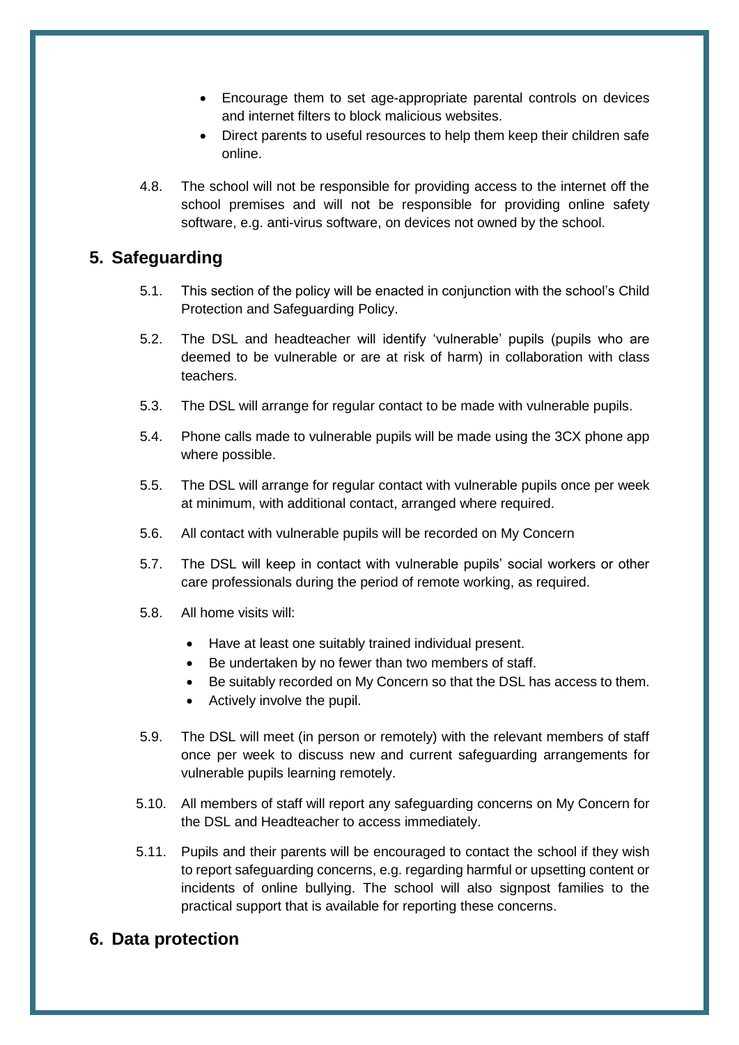- Encourage them to set age-appropriate parental controls on devices and internet filters to block malicious websites.
- Direct parents to useful resources to help them keep their children safe online.

4.8. The school will not be responsible for providing access to the internet off the school premises and will not be responsible for providing online safety software, e.g. anti-virus software, on devices not owned by the school.

## 5. Safeguarding

5.1. This section of the policy will be enacted in conjunction with the school's Child Protection and Safeguarding Policy.

5.2. The DSL and headteacher will identify 'vulnerable' pupils (pupils who are deemed to be vulnerable or are at risk of harm) in collaboration with class teachers.

5.3. The DSL will arrange for regular contact to be made with vulnerable pupils.

5.4. Phone calls made to vulnerable pupils will be made using the 3CX phone app where possible.

5.5. The DSL will arrange for regular contact with vulnerable pupils once per week at minimum, with additional contact, arranged where required.

5.6. All contact with vulnerable pupils will be recorded on My Concern

5.7. The DSL will keep in contact with vulnerable pupils' social workers or other care professionals during the period of remote working, as required.

5.8. All home visits will:

- Have at least one suitably trained individual present.
- Be undertaken by no fewer than two members of staff.
- Be suitably recorded on My Concern so that the DSL has access to them.
- Actively involve the pupil.

5.9. The DSL will meet (in person or remotely) with the relevant members of staff once per week to discuss new and current safeguarding arrangements for vulnerable pupils learning remotely.

5.10. All members of staff will report any safeguarding concerns on My Concern for the DSL and Headteacher to access immediately.

5.11. Pupils and their parents will be encouraged to contact the school if they wish to report safeguarding concerns, e.g. regarding harmful or upsetting content or incidents of online bullying. The school will also signpost families to the practical support that is available for reporting these concerns.

## 6. Data protection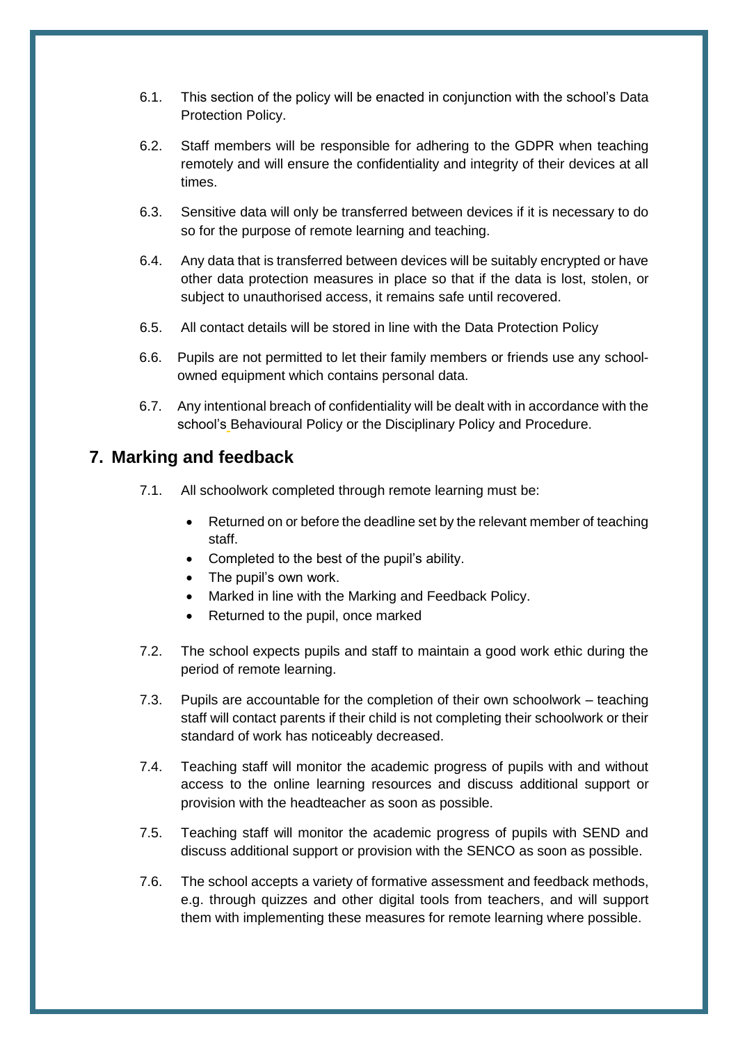6.1. This section of the policy will be enacted in conjunction with the school's Data Protection Policy.

6.2. Staff members will be responsible for adhering to the GDPR when teaching remotely and will ensure the confidentiality and integrity of their devices at all times.

6.3. Sensitive data will only be transferred between devices if it is necessary to do so for the purpose of remote learning and teaching.

6.4. Any data that is transferred between devices will be suitably encrypted or have other data protection measures in place so that if the data is lost, stolen, or subject to unauthorised access, it remains safe until recovered.

6.5. All contact details will be stored in line with the Data Protection Policy

6.6. Pupils are not permitted to let their family members or friends use any school-owned equipment which contains personal data.

6.7. Any intentional breach of confidentiality will be dealt with in accordance with the school's Behavioural Policy or the Disciplinary Policy and Procedure.

## 7. Marking and feedback

7.1. All schoolwork completed through remote learning must be:

- Returned on or before the deadline set by the relevant member of teaching staff.
- Completed to the best of the pupil's ability.
- The pupil's own work.
- Marked in line with the Marking and Feedback Policy.
- Returned to the pupil, once marked

7.2. The school expects pupils and staff to maintain a good work ethic during the period of remote learning.

7.3. Pupils are accountable for the completion of their own schoolwork – teaching staff will contact parents if their child is not completing their schoolwork or their standard of work has noticeably decreased.

7.4. Teaching staff will monitor the academic progress of pupils with and without access to the online learning resources and discuss additional support or provision with the headteacher as soon as possible.

7.5. Teaching staff will monitor the academic progress of pupils with SEND and discuss additional support or provision with the SENCO as soon as possible.

7.6. The school accepts a variety of formative assessment and feedback methods, e.g. through quizzes and other digital tools from teachers, and will support them with implementing these measures for remote learning where possible.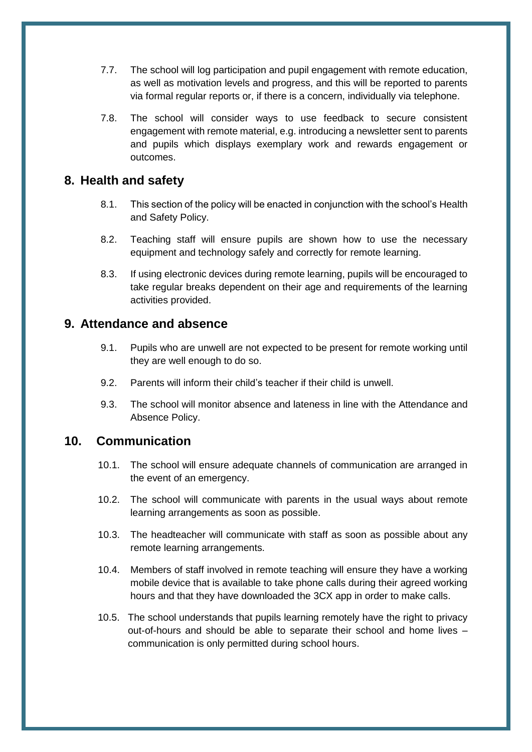7.7. The school will log participation and pupil engagement with remote education, as well as motivation levels and progress, and this will be reported to parents via formal regular reports or, if there is a concern, individually via telephone.

7.8. The school will consider ways to use feedback to secure consistent engagement with remote material, e.g. introducing a newsletter sent to parents and pupils which displays exemplary work and rewards engagement or outcomes.

## 8. Health and safety

8.1. This section of the policy will be enacted in conjunction with the school's Health and Safety Policy.

8.2. Teaching staff will ensure pupils are shown how to use the necessary equipment and technology safely and correctly for remote learning.

8.3. If using electronic devices during remote learning, pupils will be encouraged to take regular breaks dependent on their age and requirements of the learning activities provided.

## 9. Attendance and absence

9.1. Pupils who are unwell are not expected to be present for remote working until they are well enough to do so.

9.2. Parents will inform their child's teacher if their child is unwell.

9.3. The school will monitor absence and lateness in line with the Attendance and Absence Policy.

## 10. Communication

10.1. The school will ensure adequate channels of communication are arranged in the event of an emergency.

10.2. The school will communicate with parents in the usual ways about remote learning arrangements as soon as possible.

10.3. The headteacher will communicate with staff as soon as possible about any remote learning arrangements.

10.4. Members of staff involved in remote teaching will ensure they have a working mobile device that is available to take phone calls during their agreed working hours and that they have downloaded the 3CX app in order to make calls.

10.5. The school understands that pupils learning remotely have the right to privacy out-of-hours and should be able to separate their school and home lives – communication is only permitted during school hours.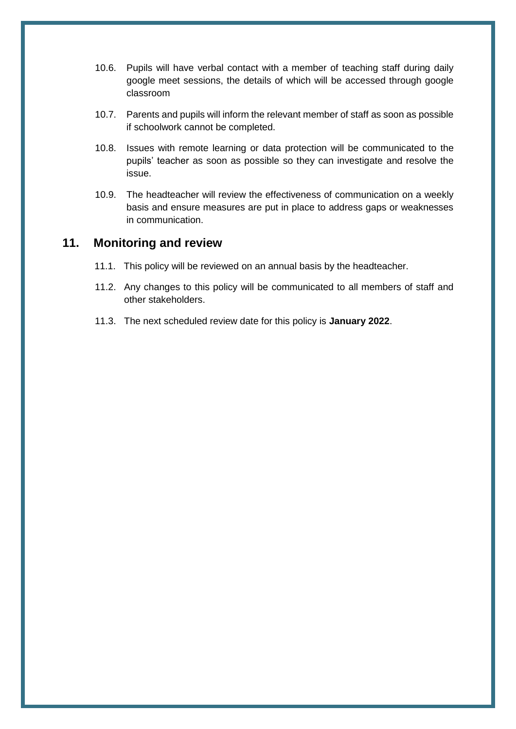10.6. Pupils will have verbal contact with a member of teaching staff during daily google meet sessions, the details of which will be accessed through google classroom

10.7. Parents and pupils will inform the relevant member of staff as soon as possible if schoolwork cannot be completed.

10.8. Issues with remote learning or data protection will be communicated to the pupils' teacher as soon as possible so they can investigate and resolve the issue.

10.9. The headteacher will review the effectiveness of communication on a weekly basis and ensure measures are put in place to address gaps or weaknesses in communication.

## 11. Monitoring and review

11.1. This policy will be reviewed on an annual basis by the headteacher.

11.2. Any changes to this policy will be communicated to all members of staff and other stakeholders.

11.3. The next scheduled review date for this policy is **January 2022**.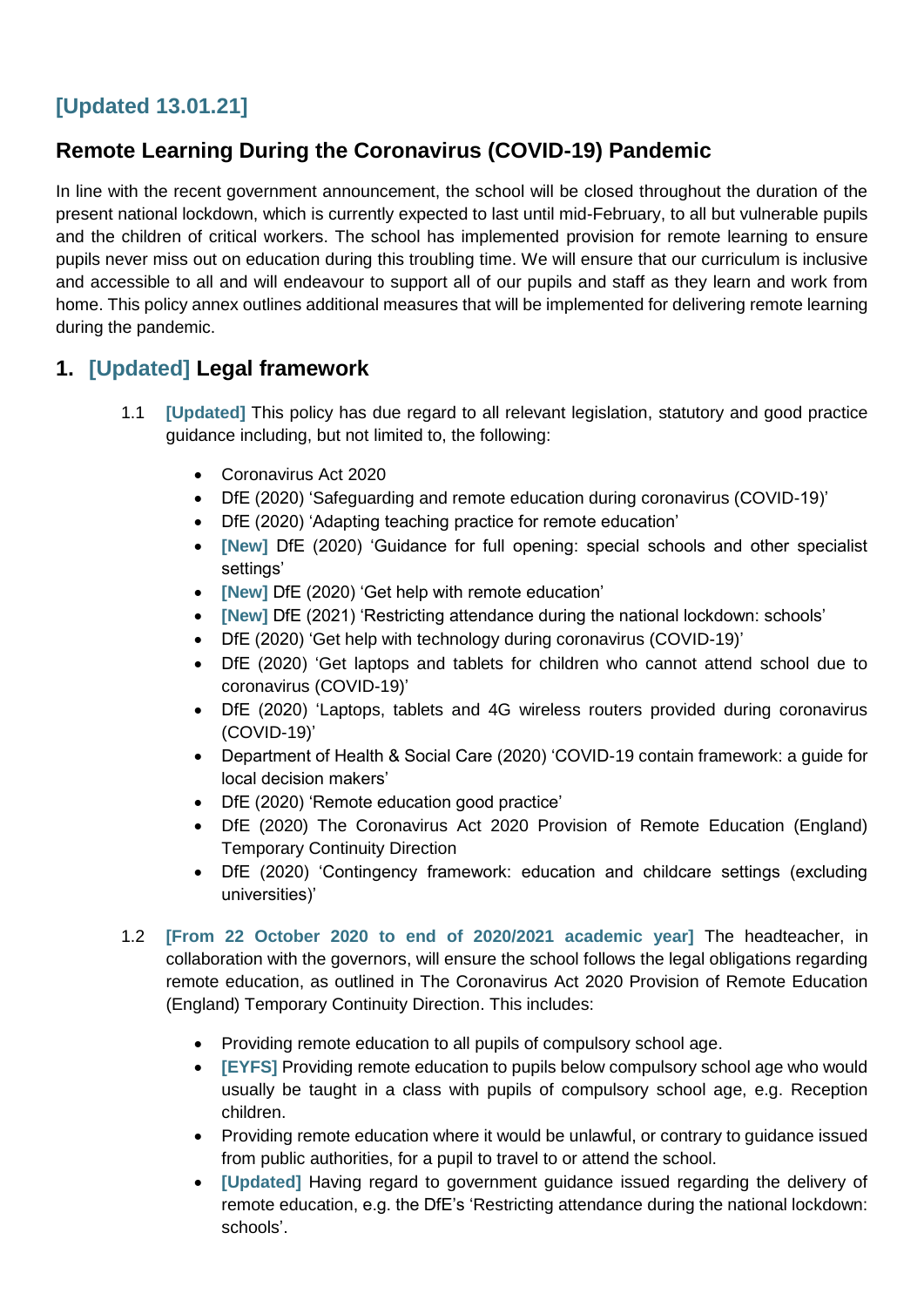**[Updated 13.01.21]**

## Remote Learning During the Coronavirus (COVID-19) Pandemic

In line with the recent government announcement, the school will be closed throughout the duration of the present national lockdown, which is currently expected to last until mid-February, to all but vulnerable pupils and the children of critical workers. The school has implemented provision for remote learning to ensure pupils never miss out on education during this troubling time. We will ensure that our curriculum is inclusive and accessible to all and will endeavour to support all of our pupils and staff as they learn and work from home. This policy annex outlines additional measures that will be implemented for delivering remote learning during the pandemic.

## 1. [Updated] Legal framework

1.1 **[Updated]** This policy has due regard to all relevant legislation, statutory and good practice guidance including, but not limited to, the following:

- Coronavirus Act 2020
- DfE (2020) 'Safeguarding and remote education during coronavirus (COVID-19)'
- DfE (2020) 'Adapting teaching practice for remote education'
- **[New]** DfE (2020) 'Guidance for full opening: special schools and other specialist settings'
- **[New]** DfE (2020) 'Get help with remote education'
- **[New]** DfE (2021) 'Restricting attendance during the national lockdown: schools'
- DfE (2020) 'Get help with technology during coronavirus (COVID-19)'
- DfE (2020) 'Get laptops and tablets for children who cannot attend school due to coronavirus (COVID-19)'
- DfE (2020) 'Laptops, tablets and 4G wireless routers provided during coronavirus (COVID-19)'
- Department of Health & Social Care (2020) 'COVID-19 contain framework: a guide for local decision makers'
- DfE (2020) 'Remote education good practice'
- DfE (2020) The Coronavirus Act 2020 Provision of Remote Education (England) Temporary Continuity Direction
- DfE (2020) 'Contingency framework: education and childcare settings (excluding universities)'

1.2 **[From 22 October 2020 to end of 2020/2021 academic year]** The headteacher, in collaboration with the governors, will ensure the school follows the legal obligations regarding remote education, as outlined in The Coronavirus Act 2020 Provision of Remote Education (England) Temporary Continuity Direction. This includes:

- Providing remote education to all pupils of compulsory school age.
- **[EYFS]** Providing remote education to pupils below compulsory school age who would usually be taught in a class with pupils of compulsory school age, e.g. Reception children.
- Providing remote education where it would be unlawful, or contrary to guidance issued from public authorities, for a pupil to travel to or attend the school.
- **[Updated]** Having regard to government guidance issued regarding the delivery of remote education, e.g. the DfE's 'Restricting attendance during the national lockdown: schools'.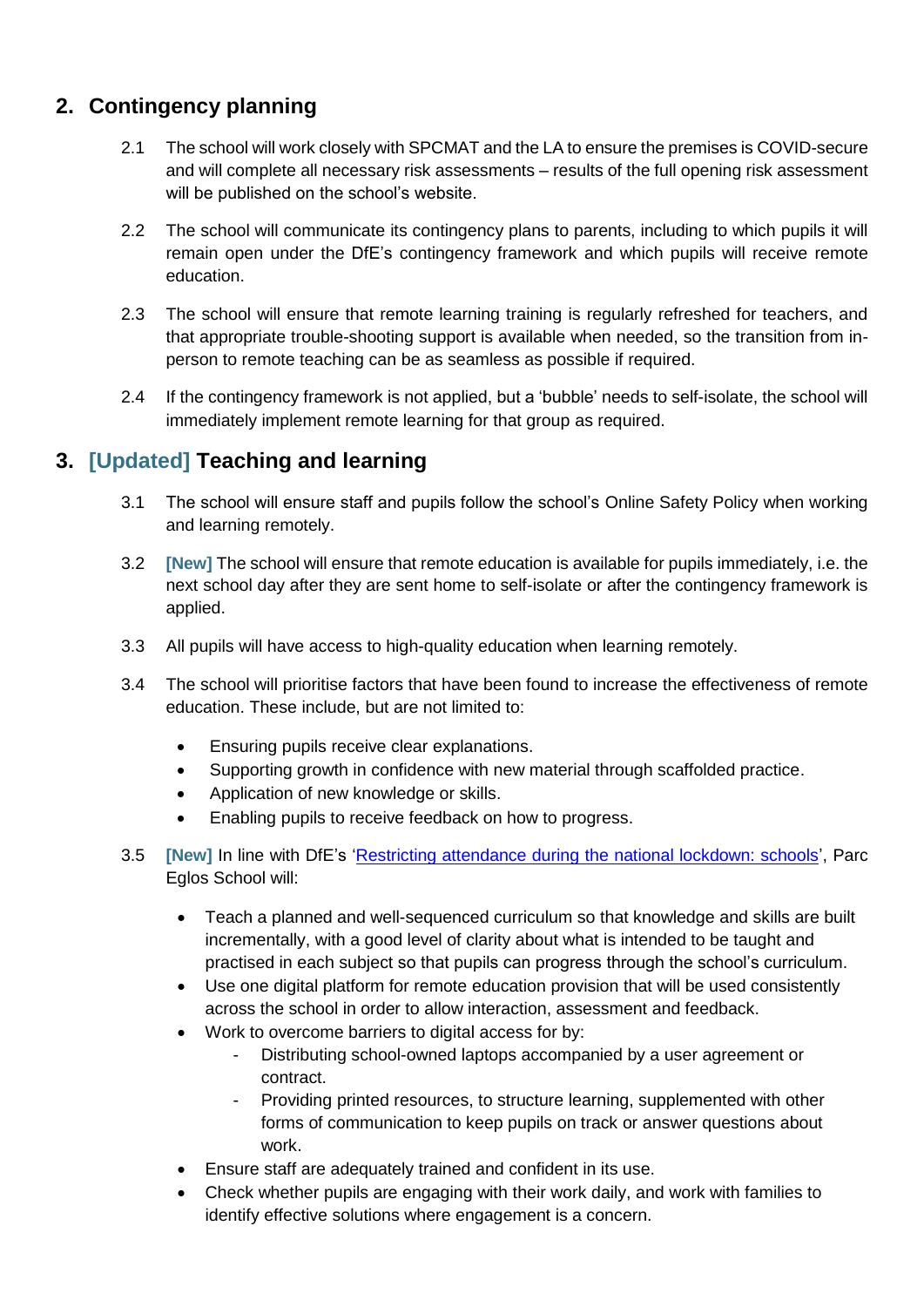## 2. Contingency planning

2.1 The school will work closely with SPCMAT and the LA to ensure the premises is COVID-secure and will complete all necessary risk assessments – results of the full opening risk assessment will be published on the school's website.

2.2 The school will communicate its contingency plans to parents, including to which pupils it will remain open under the DfE's contingency framework and which pupils will receive remote education.

2.3 The school will ensure that remote learning training is regularly refreshed for teachers, and that appropriate trouble-shooting support is available when needed, so the transition from in-person to remote teaching can be as seamless as possible if required.

2.4 If the contingency framework is not applied, but a 'bubble' needs to self-isolate, the school will immediately implement remote learning for that group as required.

## 3. [Updated] Teaching and learning

3.1 The school will ensure staff and pupils follow the school's Online Safety Policy when working and learning remotely.

3.2 **[New]** The school will ensure that remote education is available for pupils immediately, i.e. the next school day after they are sent home to self-isolate or after the contingency framework is applied.

3.3 All pupils will have access to high-quality education when learning remotely.

3.4 The school will prioritise factors that have been found to increase the effectiveness of remote education. These include, but are not limited to:

- Ensuring pupils receive clear explanations.
- Supporting growth in confidence with new material through scaffolded practice.
- Application of new knowledge or skills.
- Enabling pupils to receive feedback on how to progress.

3.5 **[New]** In line with DfE's '[Restricting attendance during the national lockdown: schools]()', Parc Eglos School will:

- Teach a planned and well-sequenced curriculum so that knowledge and skills are built incrementally, with a good level of clarity about what is intended to be taught and practised in each subject so that pupils can progress through the school's curriculum.
- Use one digital platform for remote education provision that will be used consistently across the school in order to allow interaction, assessment and feedback.
- Work to overcome barriers to digital access for by:
  - Distributing school-owned laptops accompanied by a user agreement or contract.
  - Providing printed resources, to structure learning, supplemented with other forms of communication to keep pupils on track or answer questions about work.
- Ensure staff are adequately trained and confident in its use.
- Check whether pupils are engaging with their work daily, and work with families to identify effective solutions where engagement is a concern.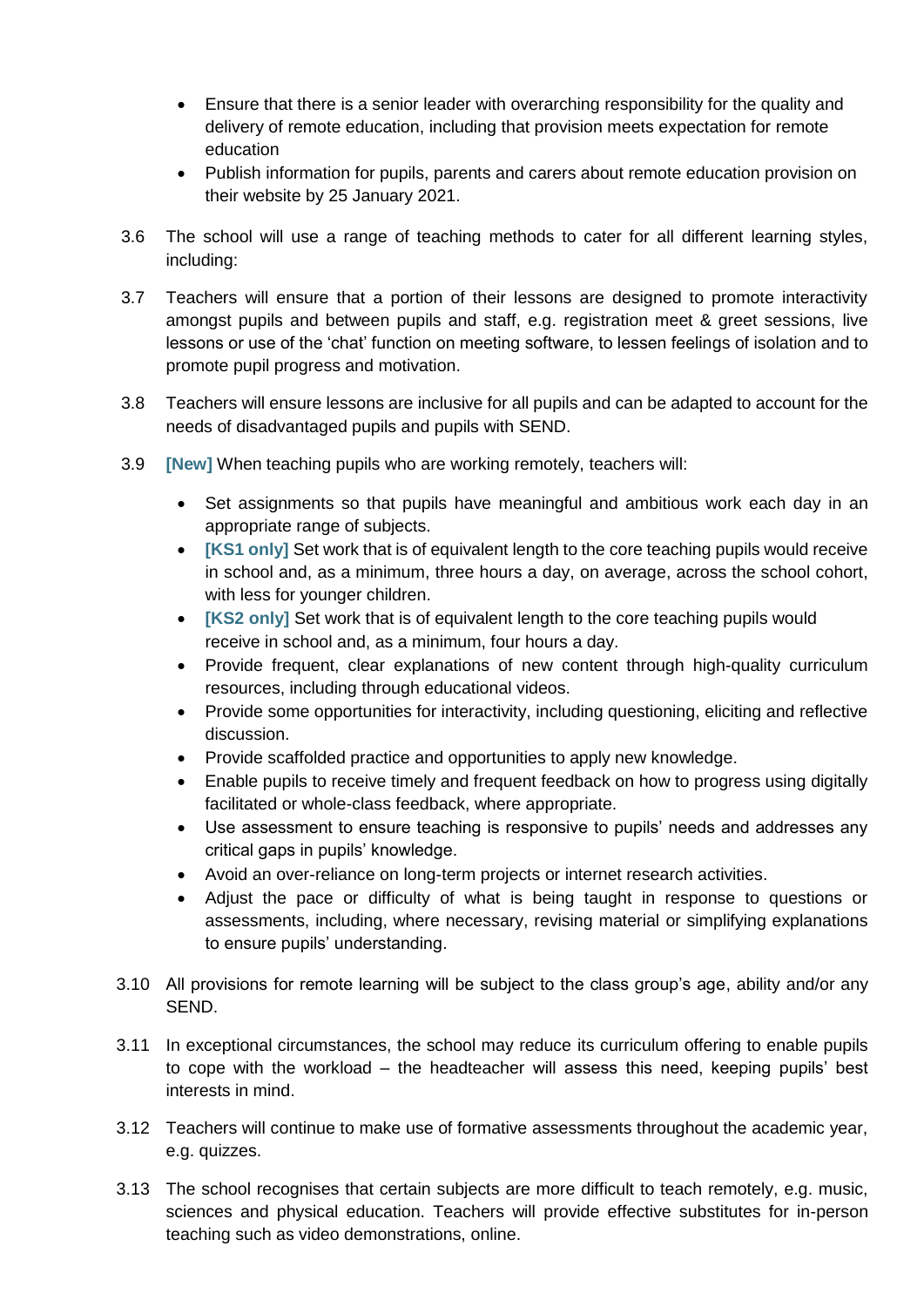- Ensure that there is a senior leader with overarching responsibility for the quality and delivery of remote education, including that provision meets expectation for remote education
- Publish information for pupils, parents and carers about remote education provision on their website by 25 January 2021.

3.6 The school will use a range of teaching methods to cater for all different learning styles, including:

3.7 Teachers will ensure that a portion of their lessons are designed to promote interactivity amongst pupils and between pupils and staff, e.g. registration meet & greet sessions, live lessons or use of the 'chat' function on meeting software, to lessen feelings of isolation and to promote pupil progress and motivation.

3.8 Teachers will ensure lessons are inclusive for all pupils and can be adapted to account for the needs of disadvantaged pupils and pupils with SEND.

3.9 **[New]** When teaching pupils who are working remotely, teachers will:

- Set assignments so that pupils have meaningful and ambitious work each day in an appropriate range of subjects.
- **[KS1 only]** Set work that is of equivalent length to the core teaching pupils would receive in school and, as a minimum, three hours a day, on average, across the school cohort, with less for younger children.
- **[KS2 only]** Set work that is of equivalent length to the core teaching pupils would receive in school and, as a minimum, four hours a day.
- Provide frequent, clear explanations of new content through high-quality curriculum resources, including through educational videos.
- Provide some opportunities for interactivity, including questioning, eliciting and reflective discussion.
- Provide scaffolded practice and opportunities to apply new knowledge.
- Enable pupils to receive timely and frequent feedback on how to progress using digitally facilitated or whole-class feedback, where appropriate.
- Use assessment to ensure teaching is responsive to pupils' needs and addresses any critical gaps in pupils' knowledge.
- Avoid an over-reliance on long-term projects or internet research activities.
- Adjust the pace or difficulty of what is being taught in response to questions or assessments, including, where necessary, revising material or simplifying explanations to ensure pupils' understanding.

3.10 All provisions for remote learning will be subject to the class group's age, ability and/or any SEND.

3.11 In exceptional circumstances, the school may reduce its curriculum offering to enable pupils to cope with the workload – the headteacher will assess this need, keeping pupils' best interests in mind.

3.12 Teachers will continue to make use of formative assessments throughout the academic year, e.g. quizzes.

3.13 The school recognises that certain subjects are more difficult to teach remotely, e.g. music, sciences and physical education. Teachers will provide effective substitutes for in-person teaching such as video demonstrations, online.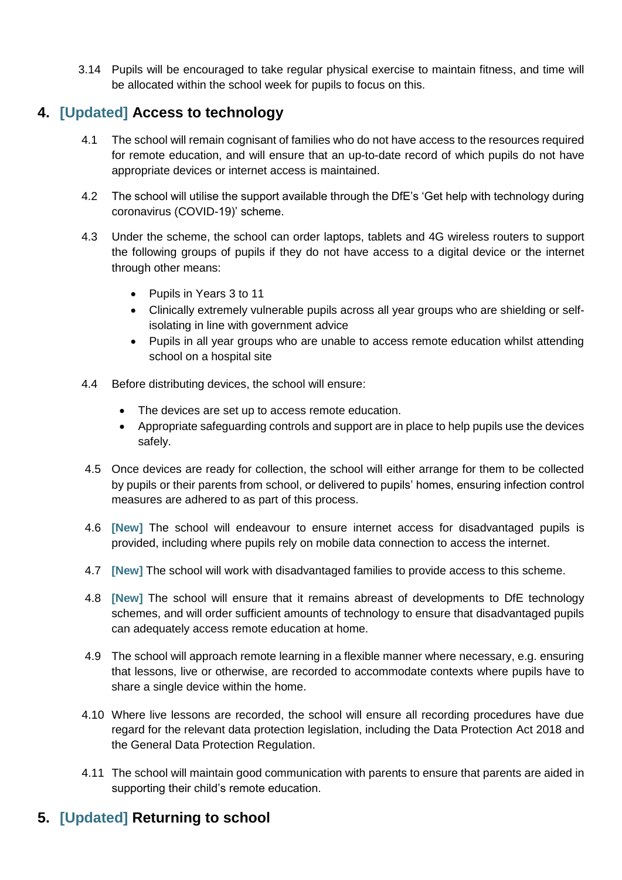3.14 Pupils will be encouraged to take regular physical exercise to maintain fitness, and time will be allocated within the school week for pupils to focus on this.

## 4. [Updated] Access to technology

4.1 The school will remain cognisant of families who do not have access to the resources required for remote education, and will ensure that an up-to-date record of which pupils do not have appropriate devices or internet access is maintained.

4.2 The school will utilise the support available through the DfE's 'Get help with technology during coronavirus (COVID-19)' scheme.

4.3 Under the scheme, the school can order laptops, tablets and 4G wireless routers to support the following groups of pupils if they do not have access to a digital device or the internet through other means:

- Pupils in Years 3 to 11
- Clinically extremely vulnerable pupils across all year groups who are shielding or self-isolating in line with government advice
- Pupils in all year groups who are unable to access remote education whilst attending school on a hospital site

4.4 Before distributing devices, the school will ensure:

- The devices are set up to access remote education.
- Appropriate safeguarding controls and support are in place to help pupils use the devices safely.

4.5 Once devices are ready for collection, the school will either arrange for them to be collected by pupils or their parents from school, or delivered to pupils' homes, ensuring infection control measures are adhered to as part of this process.

4.6 [New] The school will endeavour to ensure internet access for disadvantaged pupils is provided, including where pupils rely on mobile data connection to access the internet.

4.7 [New] The school will work with disadvantaged families to provide access to this scheme.

4.8 [New] The school will ensure that it remains abreast of developments to DfE technology schemes, and will order sufficient amounts of technology to ensure that disadvantaged pupils can adequately access remote education at home.

4.9 The school will approach remote learning in a flexible manner where necessary, e.g. ensuring that lessons, live or otherwise, are recorded to accommodate contexts where pupils have to share a single device within the home.

4.10 Where live lessons are recorded, the school will ensure all recording procedures have due regard for the relevant data protection legislation, including the Data Protection Act 2018 and the General Data Protection Regulation.

4.11 The school will maintain good communication with parents to ensure that parents are aided in supporting their child's remote education.

## 5. [Updated] Returning to school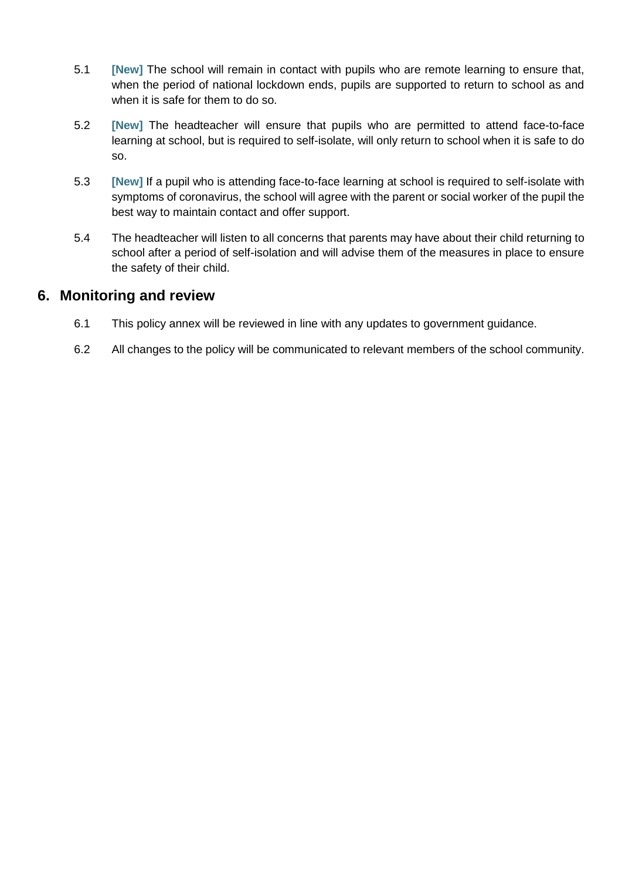5.1 **[New]** The school will remain in contact with pupils who are remote learning to ensure that, when the period of national lockdown ends, pupils are supported to return to school as and when it is safe for them to do so.

5.2 **[New]** The headteacher will ensure that pupils who are permitted to attend face-to-face learning at school, but is required to self-isolate, will only return to school when it is safe to do so.

5.3 **[New]** If a pupil who is attending face-to-face learning at school is required to self-isolate with symptoms of coronavirus, the school will agree with the parent or social worker of the pupil the best way to maintain contact and offer support.

5.4 The headteacher will listen to all concerns that parents may have about their child returning to school after a period of self-isolation and will advise them of the measures in place to ensure the safety of their child.

## 6. Monitoring and review

6.1 This policy annex will be reviewed in line with any updates to government guidance.

6.2 All changes to the policy will be communicated to relevant members of the school community.